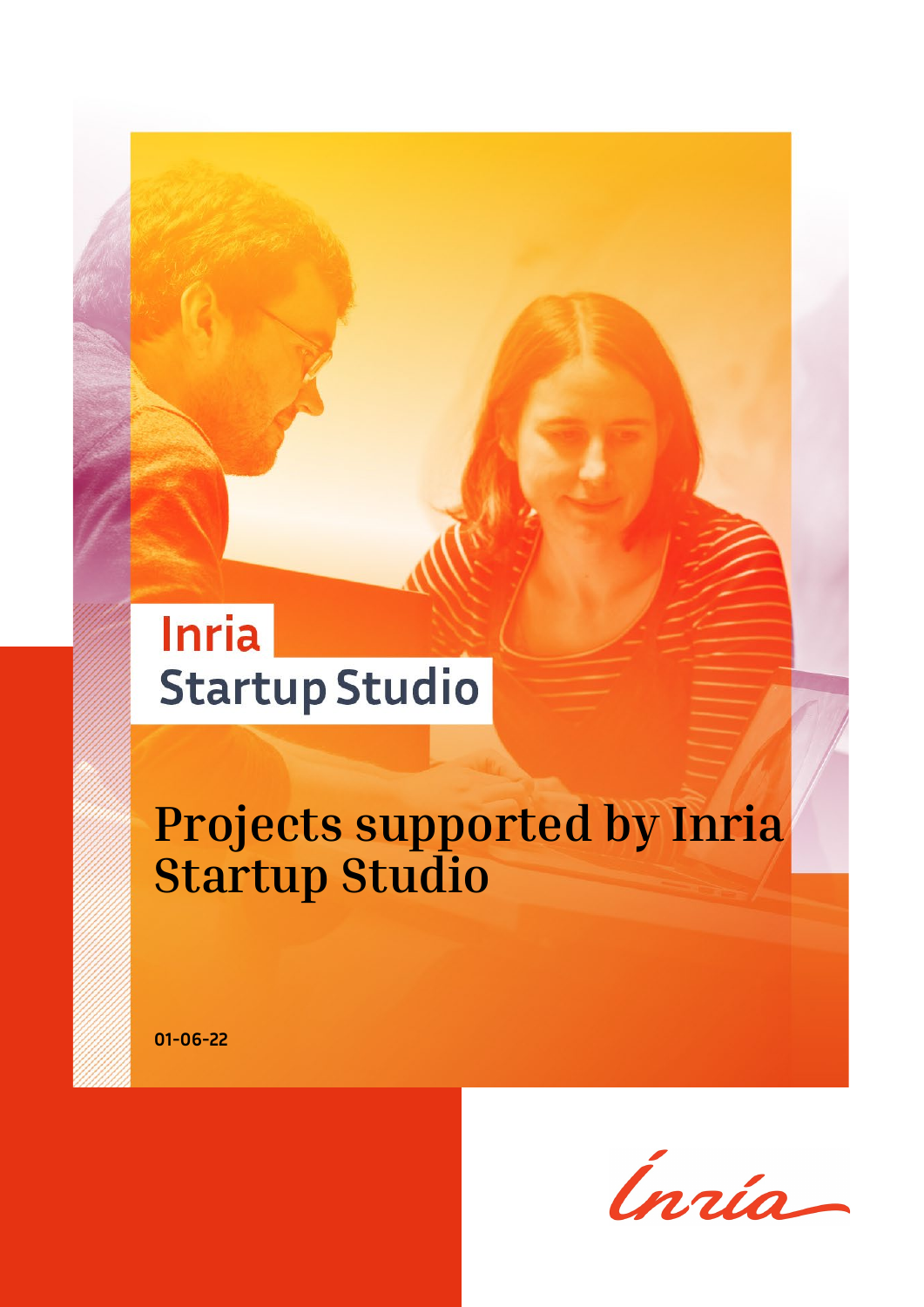Inria
Startup Studio

# Projects supported by Inria Startup Studio

01-06-22

Inria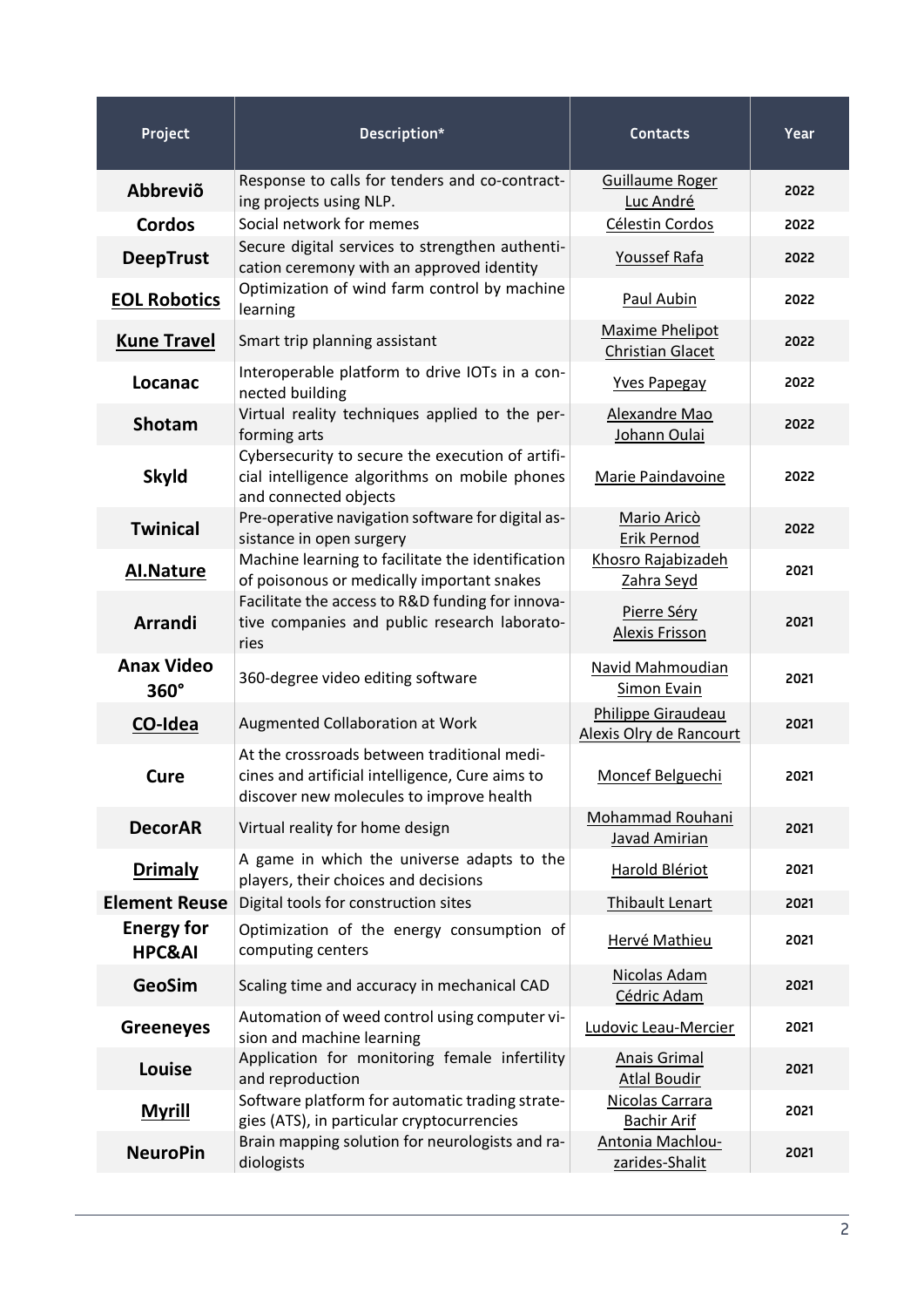| Project | Description* | Contacts | Year |
|---|---|---|---|
| **Abbreviõ** | Response to calls for tenders and co-contracting projects using NLP. | Guillaume Roger<br>Luc André | 2022 |
| **Cordos** | Social network for memes | Célestin Cordos | 2022 |
| **DeepTrust** | Secure digital services to strengthen authentication ceremony with an approved identity | Youssef Rafa | 2022 |
| **EOL Robotics** | Optimization of wind farm control by machine learning | Paul Aubin | 2022 |
| **Kune Travel** | Smart trip planning assistant | Maxime Phelipot<br>Christian Glacet | 2022 |
| **Locanac** | Interoperable platform to drive IOTs in a connected building | Yves Papegay | 2022 |
| **Shotam** | Virtual reality techniques applied to the performing arts | Alexandre Mao<br>Johann Oulai | 2022 |
| **Skyld** | Cybersecurity to secure the execution of artificial intelligence algorithms on mobile phones and connected objects | Marie Paindavoine | 2022 |
| **Twinical** | Pre-operative navigation software for digital assistance in open surgery | Mario Aricò<br>Erik Pernod | 2022 |
| **AI.Nature** | Machine learning to facilitate the identification of poisonous or medically important snakes | Khosro Rajabizadeh<br>Zahra Seyd | 2021 |
| **Arrandi** | Facilitate the access to R&D funding for innovative companies and public research laboratories | Pierre Séry<br>Alexis Frisson | 2021 |
| **Anax Video 360°** | 360-degree video editing software | Navid Mahmoudian<br>Simon Evain | 2021 |
| **CO-Idea** | Augmented Collaboration at Work | Philippe Giraudeau<br>Alexis Olry de Rancourt | 2021 |
| **Cure** | At the crossroads between traditional medicines and artificial intelligence, Cure aims to discover new molecules to improve health | Moncef Belguechi | 2021 |
| **DecorAR** | Virtual reality for home design | Mohammad Rouhani<br>Javad Amirian | 2021 |
| **Drimaly** | A game in which the universe adapts to the players, their choices and decisions | Harold Blériot | 2021 |
| **Element Reuse** | Digital tools for construction sites | Thibault Lenart | 2021 |
| **Energy for HPC&AI** | Optimization of the energy consumption of computing centers | Hervé Mathieu | 2021 |
| **GeoSim** | Scaling time and accuracy in mechanical CAD | Nicolas Adam<br>Cédric Adam | 2021 |
| **Greeneyes** | Automation of weed control using computer vision and machine learning | Ludovic Leau-Mercier | 2021 |
| **Louise** | Application for monitoring female infertility and reproduction | Anais Grimal<br>Atlal Boudir | 2021 |
| **Myrill** | Software platform for automatic trading strategies (ATS), in particular cryptocurrencies | Nicolas Carrara<br>Bachir Arif | 2021 |
| **NeuroPin** | Brain mapping solution for neurologists and radiologists | Antonia Machlou-zarides-Shalit | 2021 |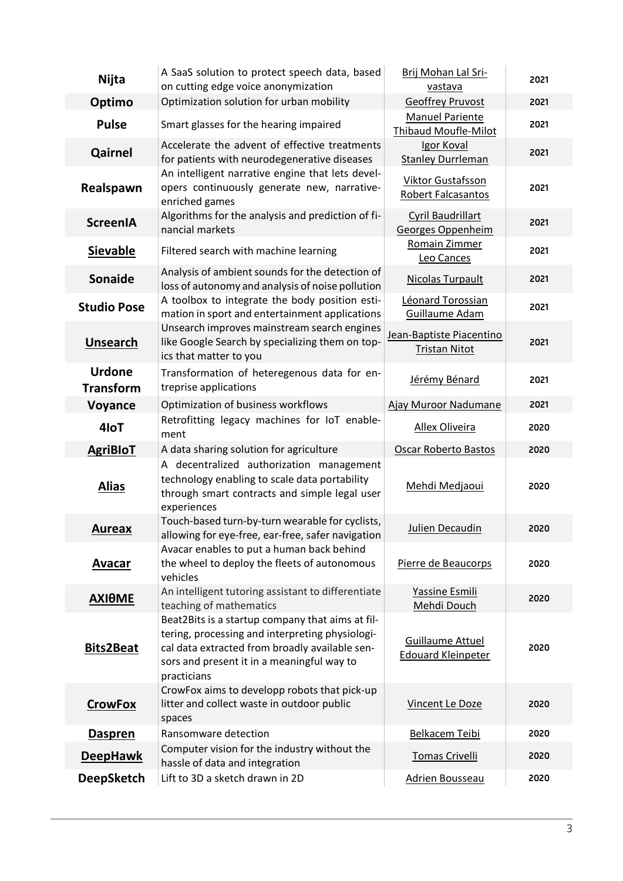| | | | |
|---|---|---|---|
| **Nijta** | A SaaS solution to protect speech data, based on cutting edge voice anonymization | Brij Mohan Lal Srivastava | 2021 |
| **Optimo** | Optimization solution for urban mobility | Geoffrey Pruvost | 2021 |
| **Pulse** | Smart glasses for the hearing impaired | Manuel Pariente<br>Thibaud Moufle-Milot | 2021 |
| **Qairnel** | Accelerate the advent of effective treatments for patients with neurodegenerative diseases | Igor Koval<br>Stanley Durrleman | 2021 |
| **Realspawn** | An intelligent narrative engine that lets developers continuously generate new, narrative-enriched games | Viktor Gustafsson<br>Robert Falcasantos | 2021 |
| **ScreenIA** | Algorithms for the analysis and prediction of financial markets | Cyril Baudrillart<br>Georges Oppenheim | 2021 |
| **Sievable** | Filtered search with machine learning | Romain Zimmer<br>Leo Cances | 2021 |
| **Sonaide** | Analysis of ambient sounds for the detection of loss of autonomy and analysis of noise pollution | Nicolas Turpault | 2021 |
| **Studio Pose** | A toolbox to integrate the body position estimation in sport and entertainment applications | Léonard Torossian<br>Guillaume Adam | 2021 |
| **Unsearch** | Unsearch improves mainstream search engines like Google Search by specializing them on topics that matter to you | Jean-Baptiste Piacentino<br>Tristan Nitot | 2021 |
| **Urdone Transform** | Transformation of heteregenous data for entreprise applications | Jérémy Bénard | 2021 |
| **Voyance** | Optimization of business workflows | Ajay Muroor Nadumane | 2021 |
| **4IoT** | Retrofitting legacy machines for IoT enablement | Allex Oliveira | 2020 |
| **AgriBIoT** | A data sharing solution for agriculture | Oscar Roberto Bastos | 2020 |
| **Alias** | A decentralized authorization management technology enabling to scale data portability through smart contracts and simple legal user experiences | Mehdi Medjaoui | 2020 |
| **Aureax** | Touch-based turn-by-turn wearable for cyclists, allowing for eye-free, ear-free, safer navigation | Julien Decaudin | 2020 |
| **Avacar** | Avacar enables to put a human back behind the wheel to deploy the fleets of autonomous vehicles | Pierre de Beaucorps | 2020 |
| **AXIθME** | An intelligent tutoring assistant to differentiate teaching of mathematics | Yassine Esmili<br>Mehdi Douch | 2020 |
| **Bits2Beat** | Beat2Bits is a startup company that aims at filtering, processing and interpreting physiological data extracted from broadly available sensors and present it in a meaningful way to practicians | Guillaume Attuel<br>Edouard Kleinpeter | 2020 |
| **CrowFox** | CrowFox aims to developp robots that pick-up litter and collect waste in outdoor public spaces | Vincent Le Doze | 2020 |
| **Daspren** | Ransomware detection | Belkacem Teibi | 2020 |
| **DeepHawk** | Computer vision for the industry without the hassle of data and integration | Tomas Crivelli | 2020 |
| **DeepSketch** | Lift to 3D a sketch drawn in 2D | Adrien Bousseau | 2020 |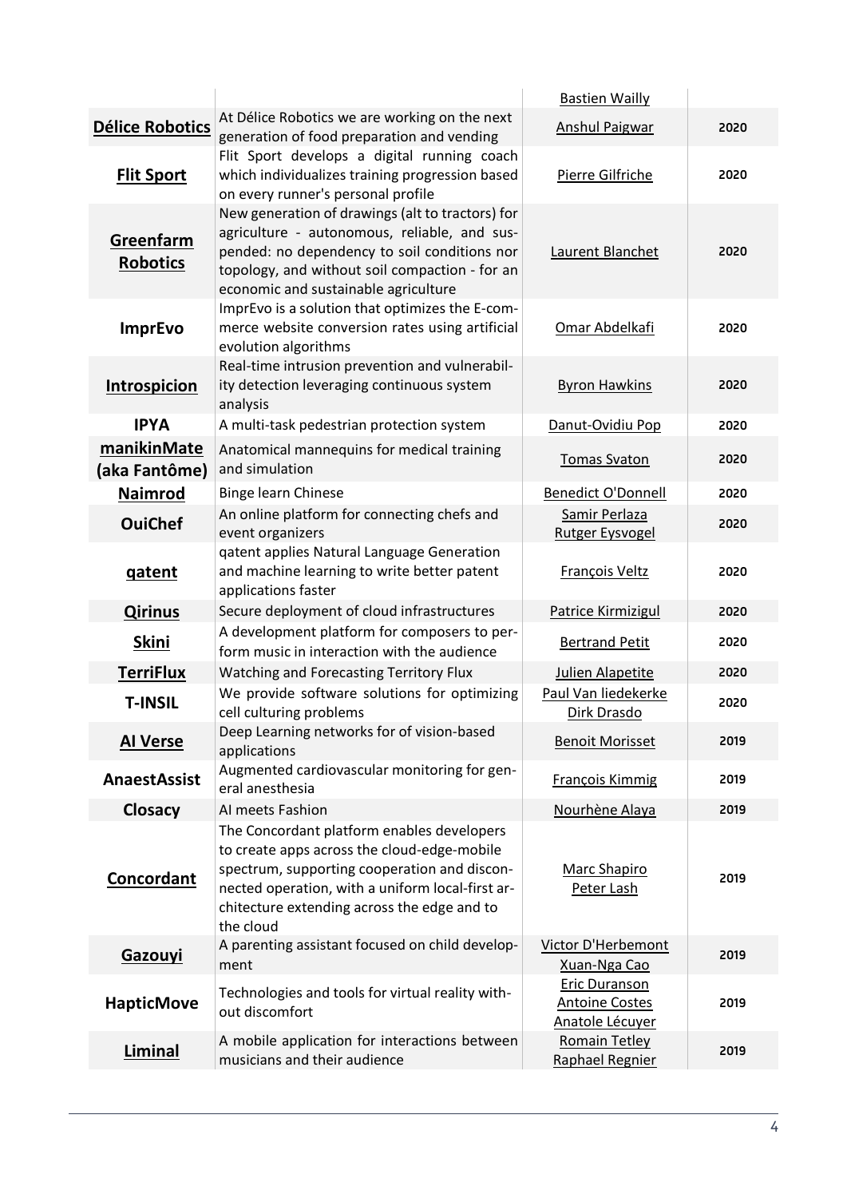| | | | |
|---|---|---|---|
| | | Bastien Wailly | |
| **Délice Robotics** | At Délice Robotics we are working on the next generation of food preparation and vending | Anshul Paigwar | 2020 |
| **Flit Sport** | Flit Sport develops a digital running coach which individualizes training progression based on every runner's personal profile | Pierre Gilfriche | 2020 |
| **Greenfarm Robotics** | New generation of drawings (alt to tractors) for agriculture - autonomous, reliable, and suspended: no dependency to soil conditions nor topology, and without soil compaction - for an economic and sustainable agriculture | Laurent Blanchet | 2020 |
| **ImprEvo** | ImprEvo is a solution that optimizes the E-commerce website conversion rates using artificial evolution algorithms | Omar Abdelkafi | 2020 |
| **Introspicion** | Real-time intrusion prevention and vulnerability detection leveraging continuous system analysis | Byron Hawkins | 2020 |
| **IPYA** | A multi-task pedestrian protection system | Danut-Ovidiu Pop | 2020 |
| **manikinMate (aka Fantôme)** | Anatomical mannequins for medical training and simulation | Tomas Svaton | 2020 |
| **Naimrod** | Binge learn Chinese | Benedict O'Donnell | 2020 |
| **OuiChef** | An online platform for connecting chefs and event organizers | Samir Perlaza<br>Rutger Eysvogel | 2020 |
| **qatent** | qatent applies Natural Language Generation and machine learning to write better patent applications faster | François Veltz | 2020 |
| **Qirinus** | Secure deployment of cloud infrastructures | Patrice Kirmizigul | 2020 |
| **Skini** | A development platform for composers to perform music in interaction with the audience | Bertrand Petit | 2020 |
| **TerriFlux** | Watching and Forecasting Territory Flux | Julien Alapetite | 2020 |
| **T-INSIL** | We provide software solutions for optimizing cell culturing problems | Paul Van liedekerke<br>Dirk Drasdo | 2020 |
| **AI Verse** | Deep Learning networks for of vision-based applications | Benoit Morisset | 2019 |
| **AnaestAssist** | Augmented cardiovascular monitoring for general anesthesia | François Kimmig | 2019 |
| **Closacy** | AI meets Fashion | Nourhène Alaya | 2019 |
| **Concordant** | The Concordant platform enables developers to create apps across the cloud-edge-mobile spectrum, supporting cooperation and disconnected operation, with a uniform local-first architecture extending across the edge and to the cloud | Marc Shapiro<br>Peter Lash | 2019 |
| **Gazouyi** | A parenting assistant focused on child development | Victor D'Herbemont<br>Xuan-Nga Cao | 2019 |
| **HapticMove** | Technologies and tools for virtual reality without discomfort | Eric Duranson<br>Antoine Costes<br>Anatole Lécuyer | 2019 |
| **Liminal** | A mobile application for interactions between musicians and their audience | Romain Tetley<br>Raphael Regnier | 2019 |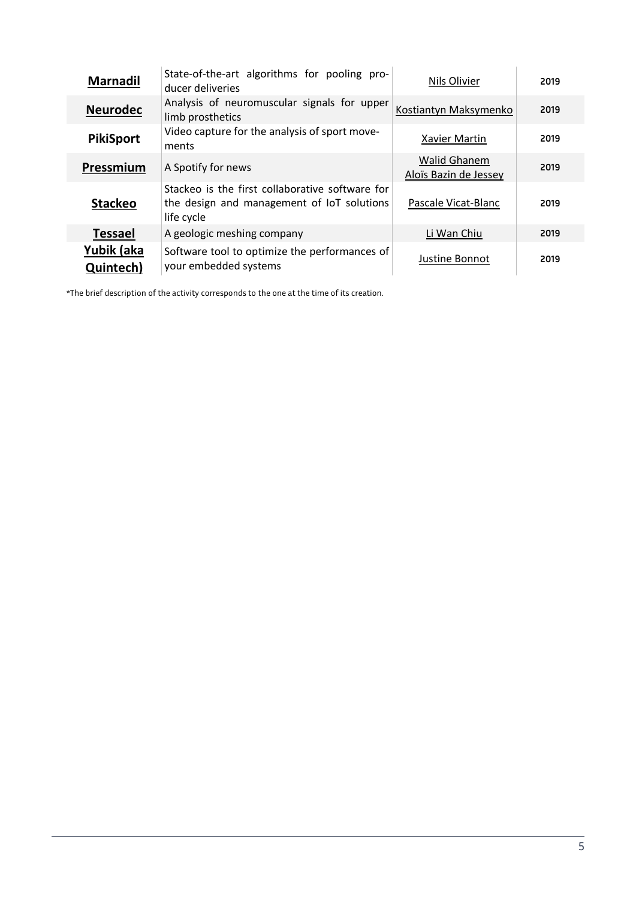| | | | |
|---|---|---|---|
| **Marnadil** | State-of-the-art algorithms for pooling producer deliveries | Nils Olivier | 2019 |
| **Neurodec** | Analysis of neuromuscular signals for upper limb prosthetics | Kostiantyn Maksymenko | 2019 |
| **PikiSport** | Video capture for the analysis of sport movements | Xavier Martin | 2019 |
| **Pressmium** | A Spotify for news | Walid Ghanem<br>Aloïs Bazin de Jessey | 2019 |
| **Stackeo** | Stackeo is the first collaborative software for the design and management of IoT solutions life cycle | Pascale Vicat-Blanc | 2019 |
| **Tessael** | A geologic meshing company | Li Wan Chiu | 2019 |
| **Yubik (aka Quintech)** | Software tool to optimize the performances of your embedded systems | Justine Bonnot | 2019 |

*The brief description of the activity corresponds to the one at the time of its creation.